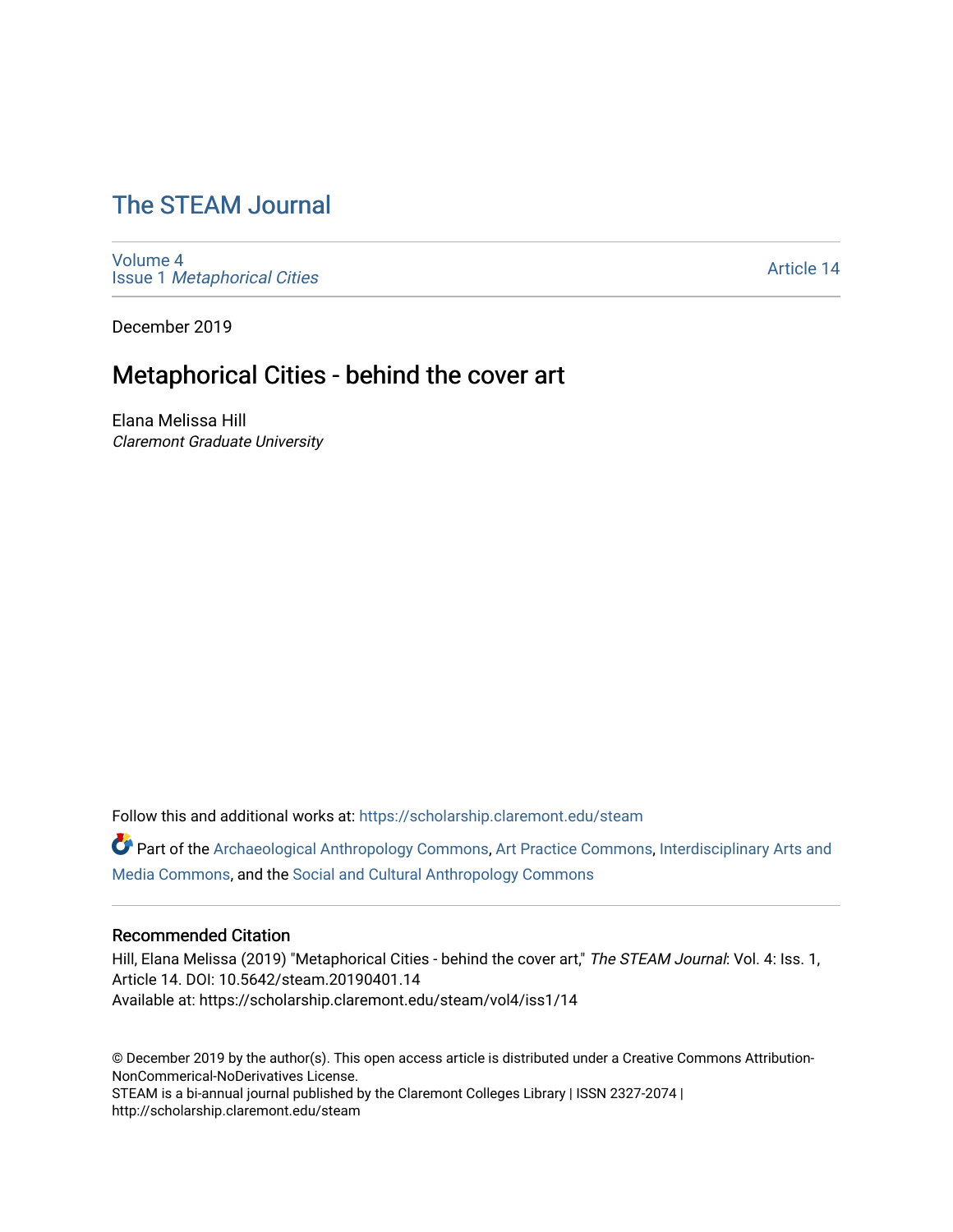# The STEAM Journal

Volume 4
Issue 1 *Metaphorical Cities*

Article 14

December 2019

## Metaphorical Cities - behind the cover art

Elana Melissa Hill
*Claremont Graduate University*

Follow this and additional works at: https://scholarship.claremont.edu/steam

Part of the Archaeological Anthropology Commons, Art Practice Commons, Interdisciplinary Arts and Media Commons, and the Social and Cultural Anthropology Commons

### Recommended Citation

Hill, Elana Melissa (2019) "Metaphorical Cities - behind the cover art," *The STEAM Journal*: Vol. 4: Iss. 1, Article 14. DOI: 10.5642/steam.20190401.14
Available at: https://scholarship.claremont.edu/steam/vol4/iss1/14

© December 2019 by the author(s). This open access article is distributed under a Creative Commons Attribution-NonCommerical-NoDerivatives License.
STEAM is a bi-annual journal published by the Claremont Colleges Library | ISSN 2327-2074 | http://scholarship.claremont.edu/steam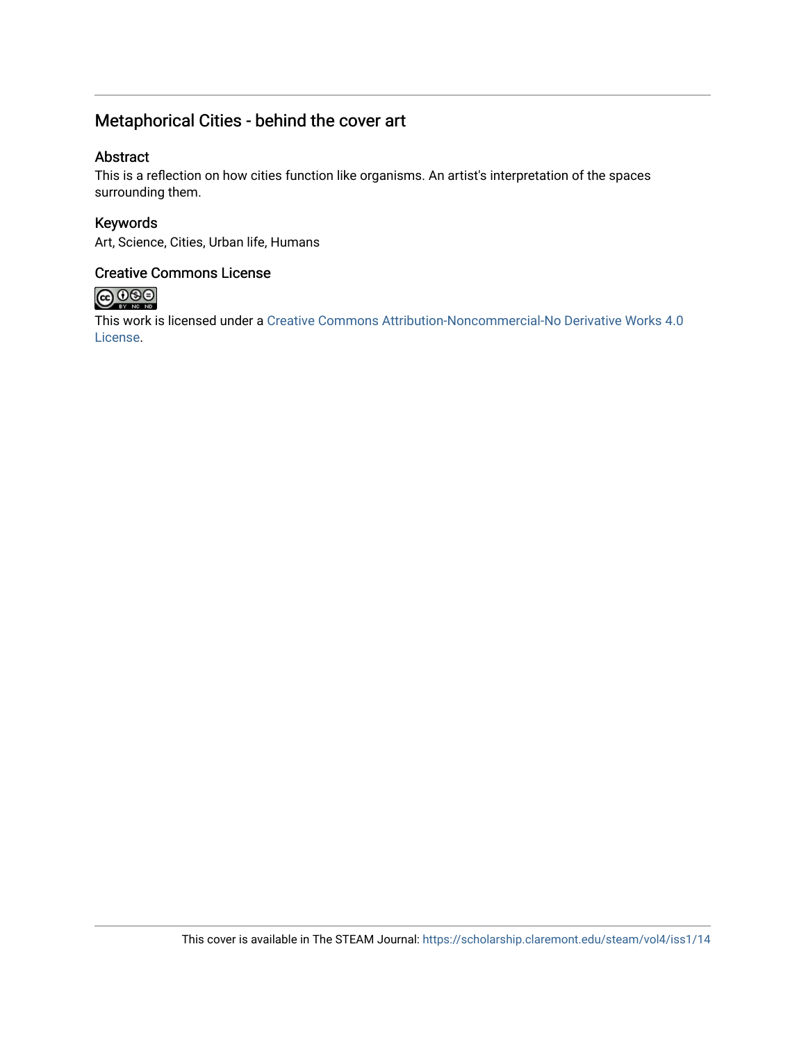## Metaphorical Cities - behind the cover art

### Abstract

This is a reflection on how cities function like organisms. An artist's interpretation of the spaces surrounding them.

### Keywords

Art, Science, Cities, Urban life, Humans

### Creative Commons License

This work is licensed under a Creative Commons Attribution-Noncommercial-No Derivative Works 4.0 License.

This cover is available in The STEAM Journal: https://scholarship.claremont.edu/steam/vol4/iss1/14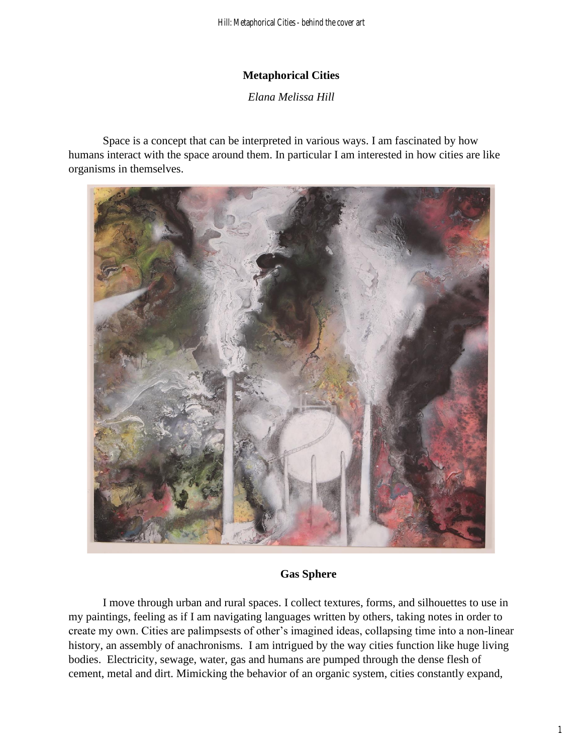## Metaphorical Cities

*Elana Melissa Hill*

Space is a concept that can be interpreted in various ways. I am fascinated by how humans interact with the space around them. In particular I am interested in how cities are like organisms in themselves.

**Gas Sphere**

I move through urban and rural spaces. I collect textures, forms, and silhouettes to use in my paintings, feeling as if I am navigating languages written by others, taking notes in order to create my own. Cities are palimpsests of other's imagined ideas, collapsing time into a non-linear history, an assembly of anachronisms. I am intrigued by the way cities function like huge living bodies. Electricity, sewage, water, gas and humans are pumped through the dense flesh of cement, metal and dirt. Mimicking the behavior of an organic system, cities constantly expand,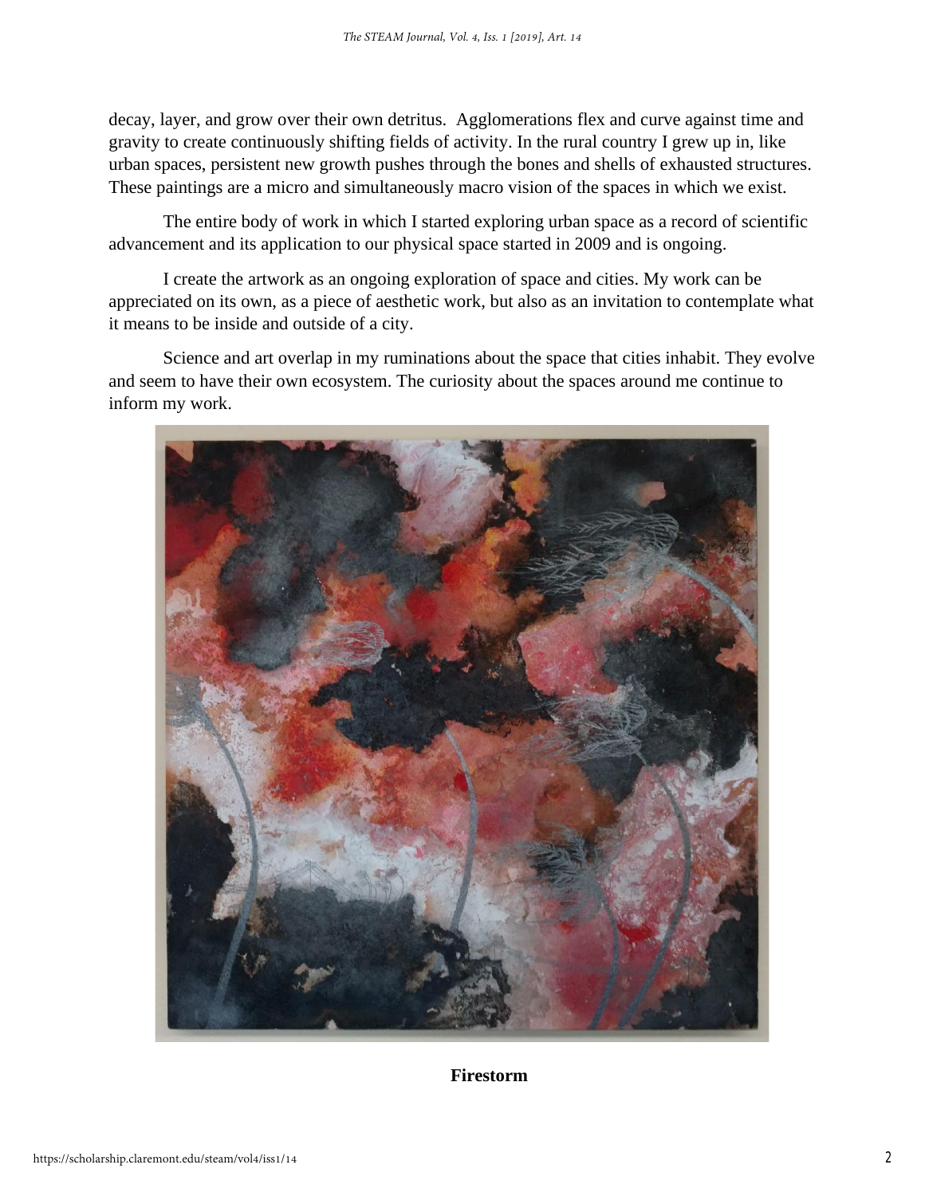decay, layer, and grow over their own detritus. Agglomerations flex and curve against time and gravity to create continuously shifting fields of activity. In the rural country I grew up in, like urban spaces, persistent new growth pushes through the bones and shells of exhausted structures. These paintings are a micro and simultaneously macro vision of the spaces in which we exist.

The entire body of work in which I started exploring urban space as a record of scientific advancement and its application to our physical space started in 2009 and is ongoing.

I create the artwork as an ongoing exploration of space and cities. My work can be appreciated on its own, as a piece of aesthetic work, but also as an invitation to contemplate what it means to be inside and outside of a city.

Science and art overlap in my ruminations about the space that cities inhabit. They evolve and seem to have their own ecosystem. The curiosity about the spaces around me continue to inform my work.

**Firestorm**